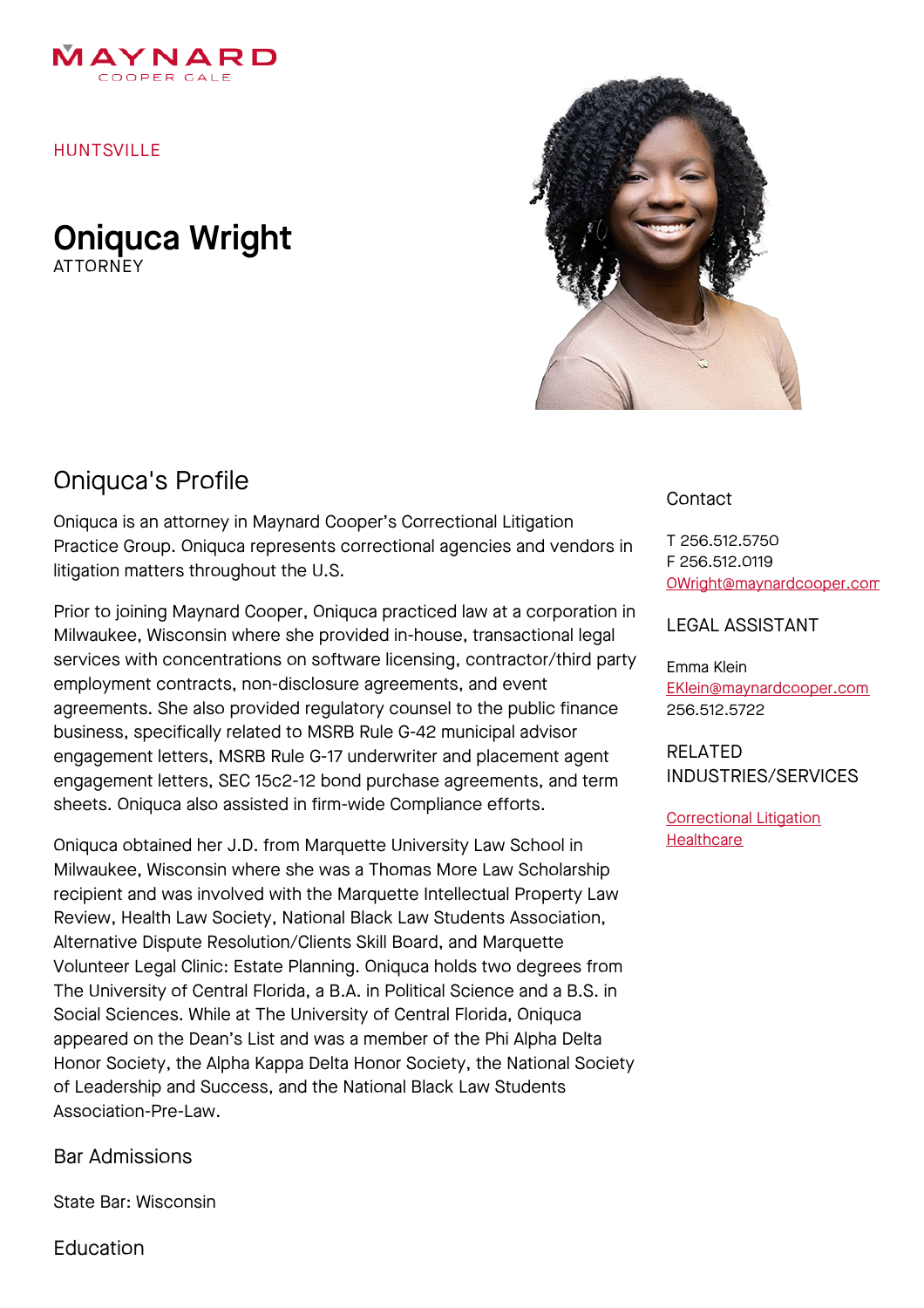MAYNARD
COOPER GALE

HUNTSVILLE

# Oniquca Wright

ATTORNEY

## Oniquca's Profile

Oniquca is an attorney in Maynard Cooper's Correctional Litigation Practice Group. Oniquca represents correctional agencies and vendors in litigation matters throughout the U.S.

Prior to joining Maynard Cooper, Oniquca practiced law at a corporation in Milwaukee, Wisconsin where she provided in-house, transactional legal services with concentrations on software licensing, contractor/third party employment contracts, non-disclosure agreements, and event agreements. She also provided regulatory counsel to the public finance business, specifically related to MSRB Rule G-42 municipal advisor engagement letters, MSRB Rule G-17 underwriter and placement agent engagement letters, SEC 15c2-12 bond purchase agreements, and term sheets. Oniquca also assisted in firm-wide Compliance efforts.

Oniquca obtained her J.D. from Marquette University Law School in Milwaukee, Wisconsin where she was a Thomas More Law Scholarship recipient and was involved with the Marquette Intellectual Property Law Review, Health Law Society, National Black Law Students Association, Alternative Dispute Resolution/Clients Skill Board, and Marquette Volunteer Legal Clinic: Estate Planning. Oniquca holds two degrees from The University of Central Florida, a B.A. in Political Science and a B.S. in Social Sciences. While at The University of Central Florida, Oniquca appeared on the Dean's List and was a member of the Phi Alpha Delta Honor Society, the Alpha Kappa Delta Honor Society, the National Society of Leadership and Success, and the National Black Law Students Association-Pre-Law.

## Bar Admissions

State Bar: Wisconsin

## Education

### Contact

T 256.512.5750
F 256.512.0119
OWright@maynardcooper.com

### LEGAL ASSISTANT

Emma Klein
EKlein@maynardcooper.com
256.512.5722

### RELATED INDUSTRIES/SERVICES

Correctional Litigation
Healthcare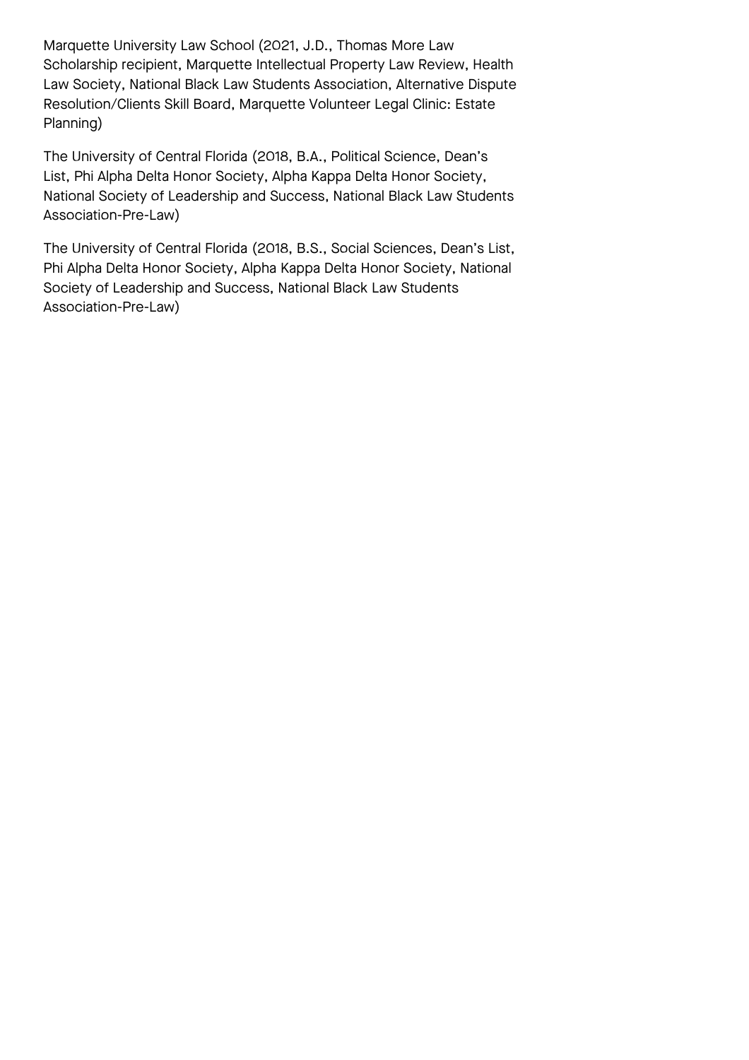Marquette University Law School (2021, J.D., Thomas More Law Scholarship recipient, Marquette Intellectual Property Law Review, Health Law Society, National Black Law Students Association, Alternative Dispute Resolution/Clients Skill Board, Marquette Volunteer Legal Clinic: Estate Planning)

The University of Central Florida (2018, B.A., Political Science, Dean's List, Phi Alpha Delta Honor Society, Alpha Kappa Delta Honor Society, National Society of Leadership and Success, National Black Law Students Association-Pre-Law)

The University of Central Florida (2018, B.S., Social Sciences, Dean's List, Phi Alpha Delta Honor Society, Alpha Kappa Delta Honor Society, National Society of Leadership and Success, National Black Law Students Association-Pre-Law)